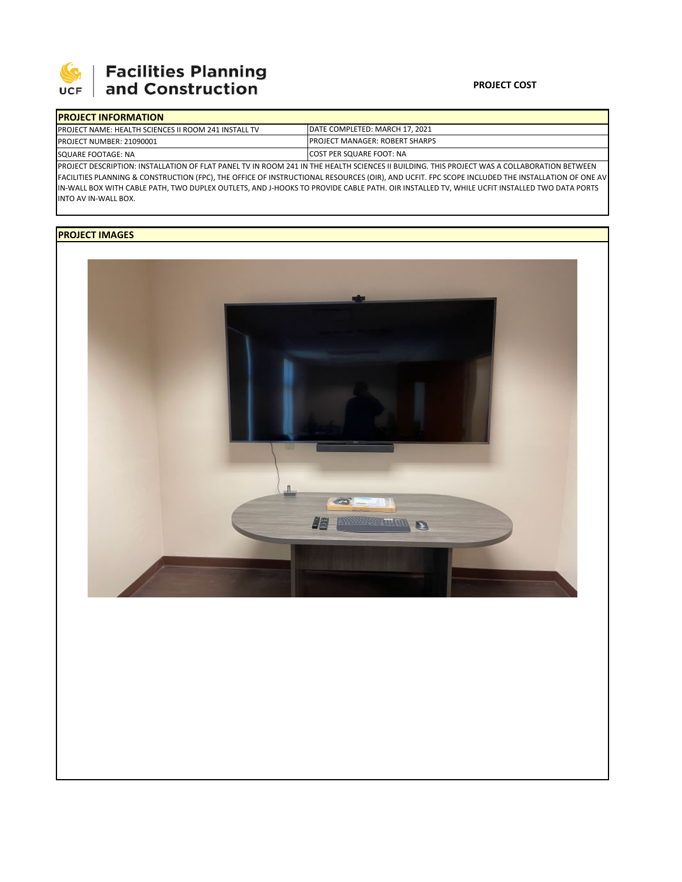UCF | Facilities Planning and Construction

**PROJECT COST**

| PROJECT INFORMATION | |
|---|---|
| PROJECT NAME: HEALTH SCIENCES II ROOM 241 INSTALL TV | DATE COMPLETED: MARCH 17, 2021 |
| PROJECT NUMBER: 21090001 | PROJECT MANAGER: ROBERT SHARPS |
| SQUARE FOOTAGE: NA | COST PER SQUARE FOOT: NA |

PROJECT DESCRIPTION: INSTALLATION OF FLAT PANEL TV IN ROOM 241 IN THE HEALTH SCIENCES II BUILDING. THIS PROJECT WAS A COLLABORATION BETWEEN FACILITIES PLANNING & CONSTRUCTION (FPC), THE OFFICE OF INSTRUCTIONAL RESOURCES (OIR), AND UCFIT. FPC SCOPE INCLUDED THE INSTALLATION OF ONE AV IN-WALL BOX WITH CABLE PATH, TWO DUPLEX OUTLETS, AND J-HOOKS TO PROVIDE CABLE PATH. OIR INSTALLED TV, WHILE UCFIT INSTALLED TWO DATA PORTS INTO AV IN-WALL BOX.

## PROJECT IMAGES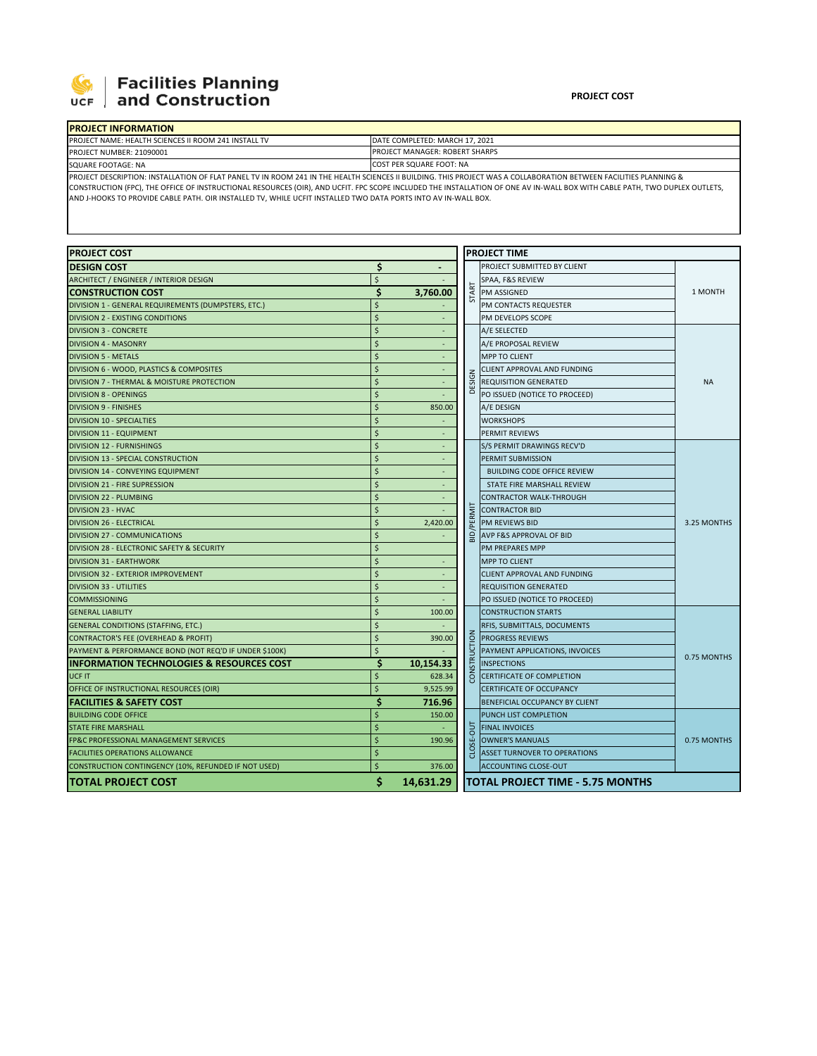**Facilities Planning and Construction**

**PROJECT COST**

| PROJECT INFORMATION | |
|---|---|
| PROJECT NAME: HEALTH SCIENCES II ROOM 241 INSTALL TV | DATE COMPLETED: MARCH 17, 2021 |
| PROJECT NUMBER: 21090001 | PROJECT MANAGER: ROBERT SHARPS |
| SQUARE FOOTAGE: NA | COST PER SQUARE FOOT: NA |

PROJECT DESCRIPTION: INSTALLATION OF FLAT PANEL TV IN ROOM 241 IN THE HEALTH SCIENCES II BUILDING. THIS PROJECT WAS A COLLABORATION BETWEEN FACILITIES PLANNING & CONSTRUCTION (FPC), THE OFFICE OF INSTRUCTIONAL RESOURCES (OIR), AND UCFIT. FPC SCOPE INCLUDED THE INSTALLATION OF ONE AV IN-WALL BOX WITH CABLE PATH, TWO DUPLEX OUTLETS, AND J-HOOKS TO PROVIDE CABLE PATH. OIR INSTALLED TV, WHILE UCFIT INSTALLED TWO DATA PORTS INTO AV IN-WALL BOX.

| PROJECT COST | |
|---|---|
| **DESIGN COST** | **$ -** |
| ARCHITECT / ENGINEER / INTERIOR DESIGN | $ - |
| **CONSTRUCTION COST** | **$ 3,760.00** |
| DIVISION 1 - GENERAL REQUIREMENTS (DUMPSTERS, ETC.) | $ - |
| DIVISION 2 - EXISTING CONDITIONS | $ - |
| DIVISION 3 - CONCRETE | $ - |
| DIVISION 4 - MASONRY | $ - |
| DIVISION 5 - METALS | $ - |
| DIVISION 6 - WOOD, PLASTICS & COMPOSITES | $ - |
| DIVISION 7 - THERMAL & MOISTURE PROTECTION | $ - |
| DIVISION 8 - OPENINGS | $ - |
| DIVISION 9 - FINISHES | $ 850.00 |
| DIVISION 10 - SPECIALTIES | $ - |
| DIVISION 11 - EQUIPMENT | $ - |
| DIVISION 12 - FURNISHINGS | $ - |
| DIVISION 13 - SPECIAL CONSTRUCTION | $ - |
| DIVISION 14 - CONVEYING EQUIPMENT | $ - |
| DIVISION 21 - FIRE SUPRESSION | $ - |
| DIVISION 22 - PLUMBING | $ - |
| DIVISION 23 - HVAC | $ - |
| DIVISION 26 - ELECTRICAL | $ 2,420.00 |
| DIVISION 27 - COMMUNICATIONS | $ - |
| DIVISION 28 - ELECTRONIC SAFETY & SECURITY | $ |
| DIVISION 31 - EARTHWORK | $ - |
| DIVISION 32 - EXTERIOR IMPROVEMENT | $ - |
| DIVISION 33 - UTILITIES | $ - |
| COMMISSIONING | $ - |
| GENERAL LIABILITY | $ 100.00 |
| GENERAL CONDITIONS (STAFFING, ETC.) | $ - |
| CONTRACTOR'S FEE (OVERHEAD & PROFIT) | $ 390.00 |
| PAYMENT & PERFORMANCE BOND (NOT REQ'D IF UNDER $100K) | $ - |
| **INFORMATION TECHNOLOGIES & RESOURCES COST** | **$ 10,154.33** |
| UCF IT | $ 628.34 |
| OFFICE OF INSTRUCTIONAL RESOURCES (OIR) | $ 9,525.99 |
| **FACILITIES & SAFETY COST** | **$ 716.96** |
| BUILDING CODE OFFICE | $ 150.00 |
| STATE FIRE MARSHALL | $ - |
| FP&C PROFESSIONAL MANAGEMENT SERVICES | $ 190.96 |
| FACILITIES OPERATIONS ALLOWANCE | $ |
| CONSTRUCTION CONTINGENCY (10%, REFUNDED IF NOT USED) | $ 376.00 |
| **TOTAL PROJECT COST** | **$ 14,631.29** |

| PROJECT TIME | | |
|---|---|---|
| START | PROJECT SUBMITTED BY CLIENT | 1 MONTH |
| | SPAA, F&S REVIEW | |
| | PM ASSIGNED | |
| | PM CONTACTS REQUESTER | |
| | PM DEVELOPS SCOPE | |
| DESIGN | A/E SELECTED | NA |
| | A/E PROPOSAL REVIEW | |
| | MPP TO CLIENT | |
| | CLIENT APPROVAL AND FUNDING | |
| | REQUISITION GENERATED | |
| | PO ISSUED (NOTICE TO PROCEED) | |
| | A/E DESIGN | |
| | WORKSHOPS | |
| | PERMIT REVIEWS | |
| BID/PERMIT | S/S PERMIT DRAWINGS RECV'D | 3.25 MONTHS |
| | PERMIT SUBMISSION | |
| | BUILDING CODE OFFICE REVIEW | |
| | STATE FIRE MARSHALL REVIEW | |
| | CONTRACTOR WALK-THROUGH | |
| | CONTRACTOR BID | |
| | PM REVIEWS BID | |
| | AVP F&S APPROVAL OF BID | |
| | PM PREPARES MPP | |
| | MPP TO CLIENT | |
| | CLIENT APPROVAL AND FUNDING | |
| | REQUISITION GENERATED | |
| | PO ISSUED (NOTICE TO PROCEED) | |
| CONSTRUCTION | CONSTRUCTION STARTS | 0.75 MONTHS |
| | RFIS, SUBMITTALS, DOCUMENTS | |
| | PROGRESS REVIEWS | |
| | PAYMENT APPLICATIONS, INVOICES | |
| | INSPECTIONS | |
| | CERTIFICATE OF COMPLETION | |
| | CERTIFICATE OF OCCUPANCY | |
| | BENEFICIAL OCCUPANCY BY CLIENT | |
| CLOSE-OUT | PUNCH LIST COMPLETION | 0.75 MONTHS |
| | FINAL INVOICES | |
| | OWNER'S MANUALS | |
| | ASSET TURNOVER TO OPERATIONS | |
| | ACCOUNTING CLOSE-OUT | |
| **TOTAL PROJECT TIME - 5.75 MONTHS** | | |